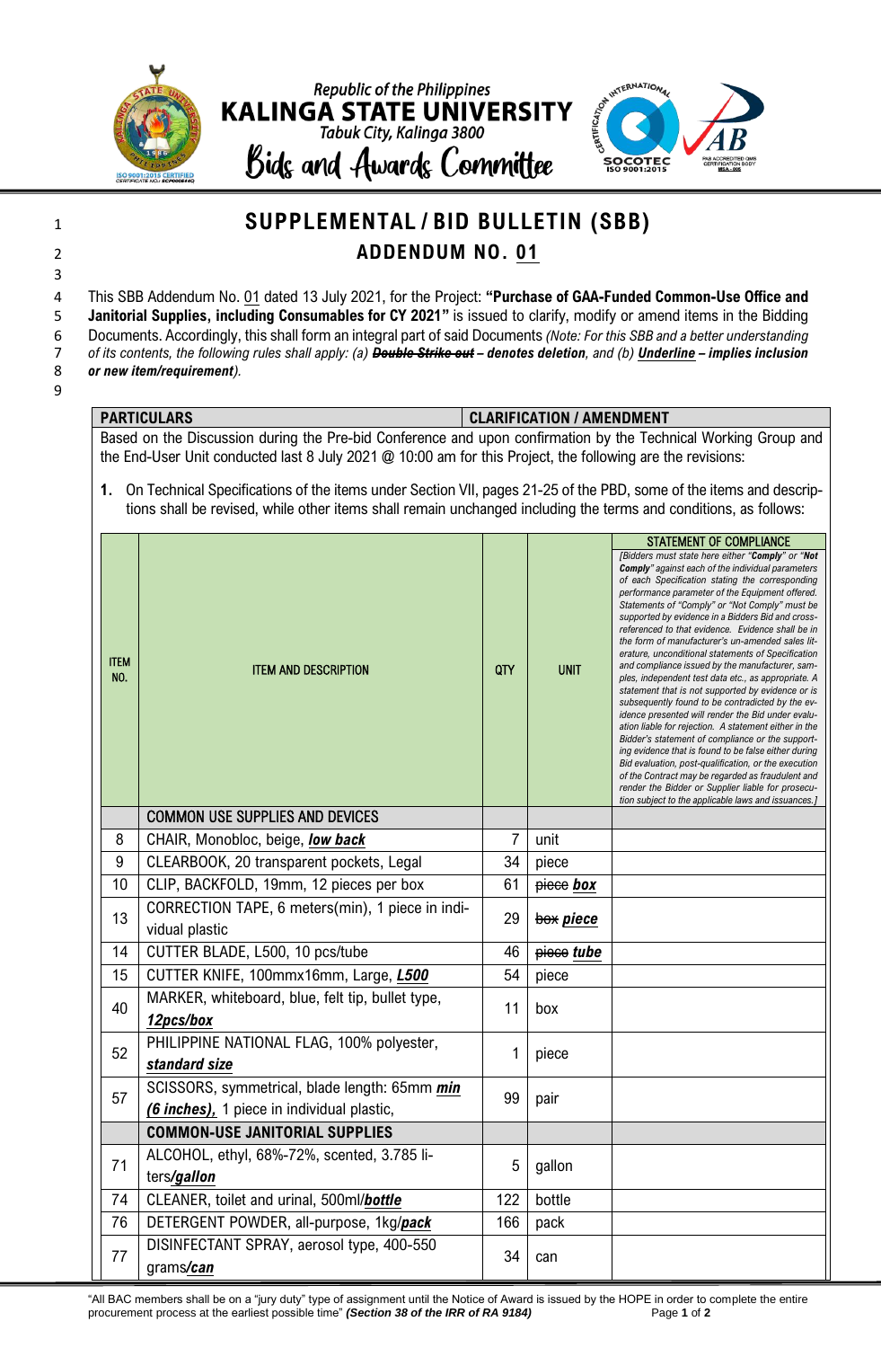Republic of the Philippines
**KALINGA STATE UNIVERSITY**
Tabuk City, Kalinga 3800
Bids and Awards Committee

# SUPPLEMENTAL / BID BULLETIN (SBB)
## ADDENDUM NO. 01

This SBB Addendum No. 01 dated 13 July 2021, for the Project: **"Purchase of GAA-Funded Common-Use Office and Janitorial Supplies, including Consumables for CY 2021"** is issued to clarify, modify or amend items in the Bidding Documents. Accordingly, this shall form an integral part of said Documents *(Note: For this SBB and a better understanding of its contents, the following rules shall apply: (a)* ***~~Double Strike out~~*** *– denotes deletion, and (b)* ***Underline*** *– implies inclusion or new item/requirement).*

| PARTICULARS | CLARIFICATION / AMENDMENT |
|---|---|

Based on the Discussion during the Pre-bid Conference and upon confirmation by the Technical Working Group and the End-User Unit conducted last 8 July 2021 @ 10:00 am for this Project, the following are the revisions:

1. On Technical Specifications of the items under Section VII, pages 21-25 of the PBD, some of the items and descriptions shall be revised, while other items shall remain unchanged including the terms and conditions, as follows:

| ITEM NO. | ITEM AND DESCRIPTION | QTY | UNIT | STATEMENT OF COMPLIANCE *[Bidders must state here either "**Comply**" or "**Not Comply**" against each of the individual parameters of each Specification stating the corresponding performance parameter of the Equipment offered. Statements of "Comply" or "Not Comply" must be supported by evidence in a Bidders Bid and cross-referenced to that evidence. Evidence shall be in the form of manufacturer's un-amended sales literature, unconditional statements of Specification and compliance issued by the manufacturer, samples, independent test data etc., as appropriate. A statement that is not supported by evidence or is subsequently found to be contradicted by the evidence presented will render the Bid under evaluation liable for rejection. A statement either in the Bidder's statement of compliance or the supporting evidence that is found to be false either during Bid evaluation, post-qualification, or the execution of the Contract may be regarded as fraudulent and render the Bidder or Supplier liable for prosecution subject to the applicable laws and issuances.]* |
|---|---|---|---|---|
| | COMMON USE SUPPLIES AND DEVICES | | | |
| 8 | CHAIR, Monobloc, beige, ***low back*** | 7 | unit | |
| 9 | CLEARBOOK, 20 transparent pockets, Legal | 34 | piece | |
| 10 | CLIP, BACKFOLD, 19mm, 12 pieces per box | 61 | ~~piece~~ ***box*** | |
| 13 | CORRECTION TAPE, 6 meters(min), 1 piece in individual plastic | 29 | ~~box~~ ***piece*** | |
| 14 | CUTTER BLADE, L500, 10 pcs/tube | 46 | ~~piece~~ ***tube*** | |
| 15 | CUTTER KNIFE, 100mmx16mm, Large, ***L500*** | 54 | piece | |
| 40 | MARKER, whiteboard, blue, felt tip, bullet type, ***12pcs/box*** | 11 | box | |
| 52 | PHILIPPINE NATIONAL FLAG, 100% polyester, ***standard size*** | 1 | piece | |
| 57 | SCISSORS, symmetrical, blade length: 65mm ***min (6 inches),*** 1 piece in individual plastic, | 99 | pair | |
| | **COMMON-USE JANITORIAL SUPPLIES** | | | |
| 71 | ALCOHOL, ethyl, 68%-72%, scented, 3.785 liters***/gallon*** | 5 | gallon | |
| 74 | CLEANER, toilet and urinal, 500ml***/bottle*** | 122 | bottle | |
| 76 | DETERGENT POWDER, all-purpose, 1kg***/pack*** | 166 | pack | |
| 77 | DISINFECTANT SPRAY, aerosol type, 400-550 grams***/can*** | 34 | can | |

"All BAC members shall be on a "jury duty" type of assignment until the Notice of Award is issued by the HOPE in order to complete the entire procurement process at the earliest possible time" ***(Section 38 of the IRR of RA 9184)***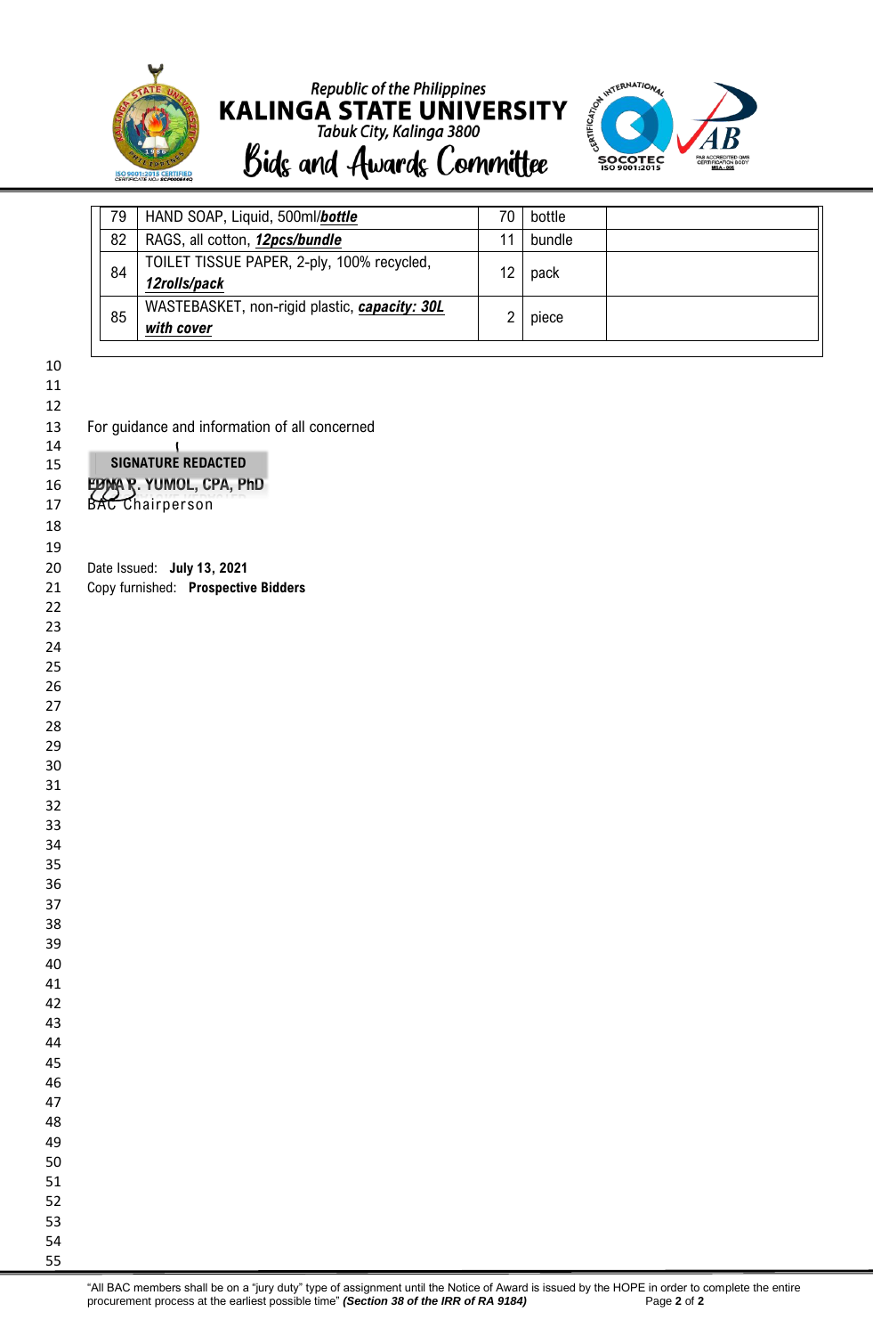| | | | | |
|---|---|---|---|---|
| 79 | HAND SOAP, Liquid, 500ml/***bottle*** | 70 | bottle | |
| 82 | RAGS, all cotton, ***12pcs/bundle*** | 11 | bundle | |
| 84 | TOILET TISSUE PAPER, 2-ply, 100% recycled, ***12rolls/pack*** | 12 | pack | |
| 85 | WASTEBASKET, non-rigid plastic, ***capacity: 30L with cover*** | 2 | piece | |

For guidance and information of all concerned

**SIGNATURE REDACTED**

**EDNA P. YUMOL, CPA, PhD**
BAC Chairperson

Date Issued: **July 13, 2021**
Copy furnished: **Prospective Bidders**

"All BAC members shall be on a "jury duty" type of assignment until the Notice of Award is issued by the HOPE in order to complete the entire procurement process at the earliest possible time" ***(Section 38 of the IRR of RA 9184)***